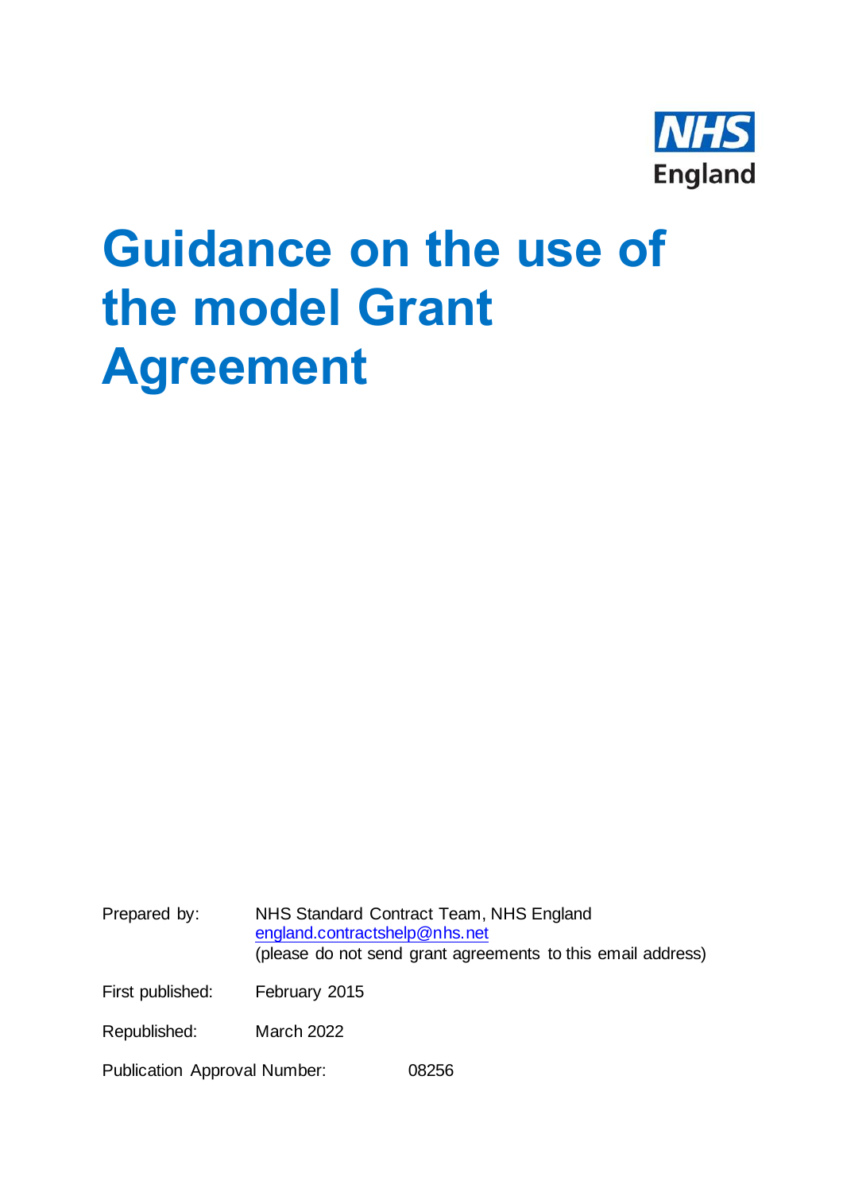NHS England

# Guidance on the use of the model Grant Agreement

Prepared by: NHS Standard Contract Team, NHS England
england.contractshelp@nhs.net
(please do not send grant agreements to this email address)

First published: February 2015

Republished: March 2022

Publication Approval Number: 08256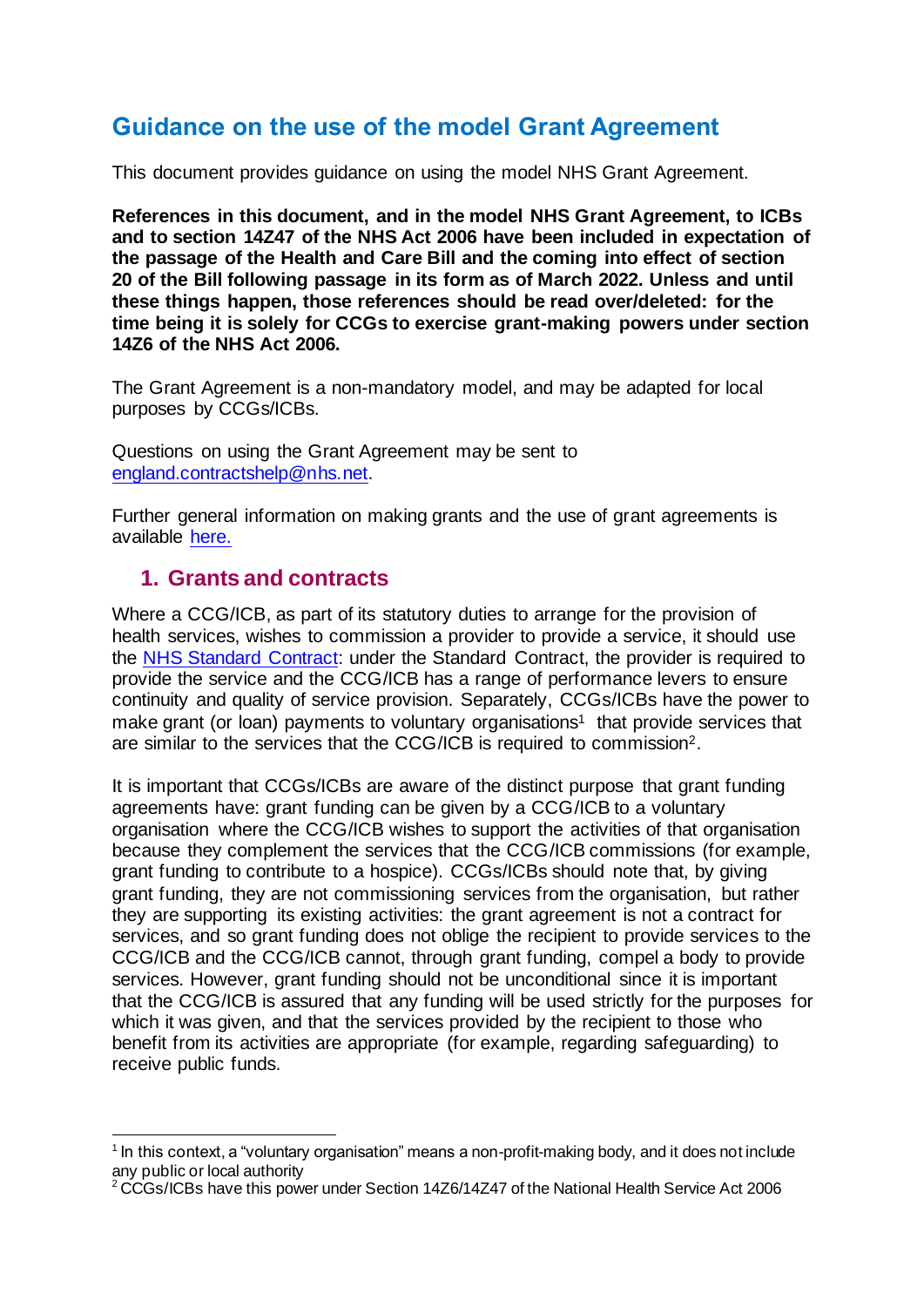# Guidance on the use of the model Grant Agreement

This document provides guidance on using the model NHS Grant Agreement.

**References in this document, and in the model NHS Grant Agreement, to ICBs and to section 14Z47 of the NHS Act 2006 have been included in expectation of the passage of the Health and Care Bill and the coming into effect of section 20 of the Bill following passage in its form as of March 2022. Unless and until these things happen, those references should be read over/deleted: for the time being it is solely for CCGs to exercise grant-making powers under section 14Z6 of the NHS Act 2006.**

The Grant Agreement is a non-mandatory model, and may be adapted for local purposes by CCGs/ICBs.

Questions on using the Grant Agreement may be sent to [england.contractshelp@nhs.net](mailto:england.contractshelp@nhs.net).

Further general information on making grants and the use of grant agreements is available [here.]()

## 1. Grants and contracts

Where a CCG/ICB, as part of its statutory duties to arrange for the provision of health services, wishes to commission a provider to provide a service, it should use the [NHS Standard Contract](): under the Standard Contract, the provider is required to provide the service and the CCG/ICB has a range of performance levers to ensure continuity and quality of service provision. Separately, CCGs/ICBs have the power to make grant (or loan) payments to voluntary organisations[1] that provide services that are similar to the services that the CCG/ICB is required to commission[2].

It is important that CCGs/ICBs are aware of the distinct purpose that grant funding agreements have: grant funding can be given by a CCG/ICB to a voluntary organisation where the CCG/ICB wishes to support the activities of that organisation because they complement the services that the CCG/ICB commissions (for example, grant funding to contribute to a hospice). CCGs/ICBs should note that, by giving grant funding, they are not commissioning services from the organisation, but rather they are supporting its existing activities: the grant agreement is not a contract for services, and so grant funding does not oblige the recipient to provide services to the CCG/ICB and the CCG/ICB cannot, through grant funding, compel a body to provide services. However, grant funding should not be unconditional since it is important that the CCG/ICB is assured that any funding will be used strictly for the purposes for which it was given, and that the services provided by the recipient to those who benefit from its activities are appropriate (for example, regarding safeguarding) to receive public funds.

---

[1] In this context, a "voluntary organisation" means a non-profit-making body, and it does not include any public or local authority

[2] CCGs/ICBs have this power under Section 14Z6/14Z47 of the National Health Service Act 2006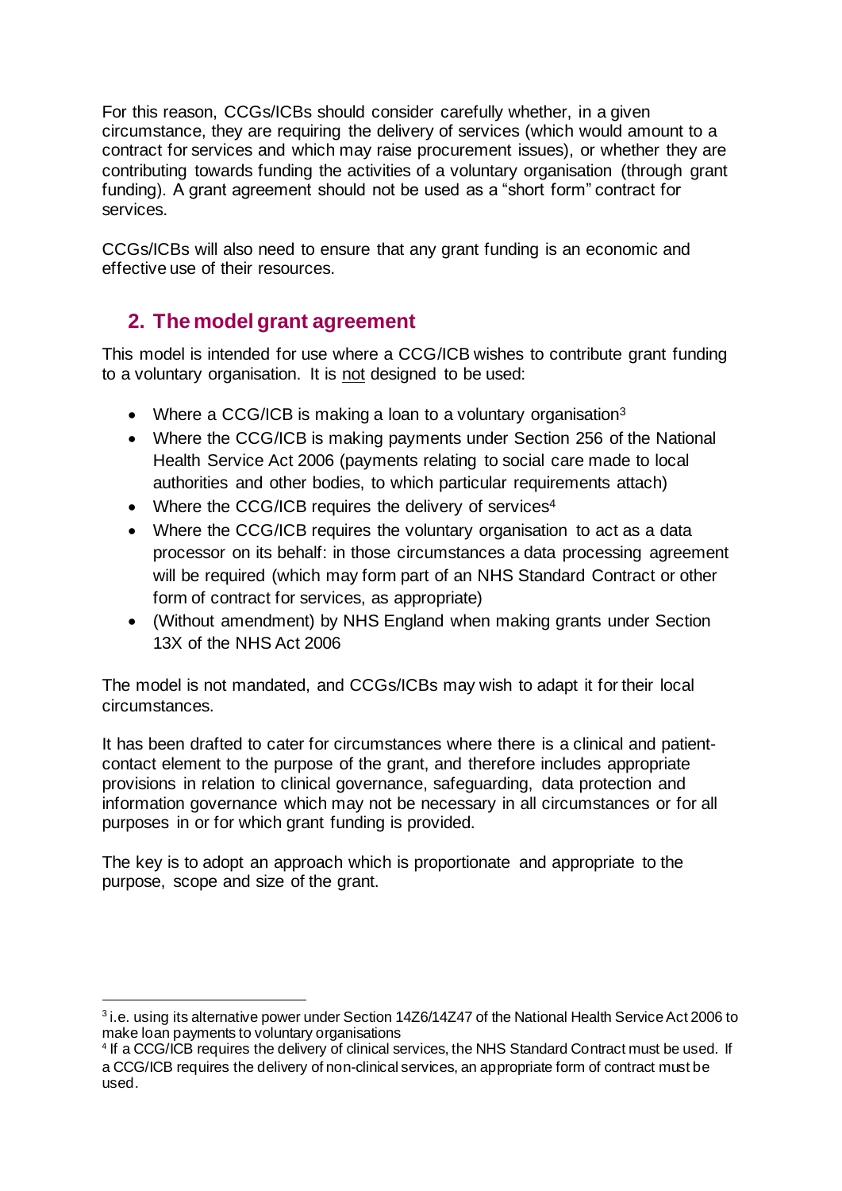For this reason, CCGs/ICBs should consider carefully whether, in a given circumstance, they are requiring the delivery of services (which would amount to a contract for services and which may raise procurement issues), or whether they are contributing towards funding the activities of a voluntary organisation (through grant funding). A grant agreement should not be used as a "short form" contract for services.

CCGs/ICBs will also need to ensure that any grant funding is an economic and effective use of their resources.

## 2. The model grant agreement

This model is intended for use where a CCG/ICB wishes to contribute grant funding to a voluntary organisation. It is not designed to be used:

- Where a CCG/ICB is making a loan to a voluntary organisation[3]
- Where the CCG/ICB is making payments under Section 256 of the National Health Service Act 2006 (payments relating to social care made to local authorities and other bodies, to which particular requirements attach)
- Where the CCG/ICB requires the delivery of services[4]
- Where the CCG/ICB requires the voluntary organisation to act as a data processor on its behalf: in those circumstances a data processing agreement will be required (which may form part of an NHS Standard Contract or other form of contract for services, as appropriate)
- (Without amendment) by NHS England when making grants under Section 13X of the NHS Act 2006

The model is not mandated, and CCGs/ICBs may wish to adapt it for their local circumstances.

It has been drafted to cater for circumstances where there is a clinical and patient-contact element to the purpose of the grant, and therefore includes appropriate provisions in relation to clinical governance, safeguarding, data protection and information governance which may not be necessary in all circumstances or for all purposes in or for which grant funding is provided.

The key is to adopt an approach which is proportionate and appropriate to the purpose, scope and size of the grant.

---

[3] i.e. using its alternative power under Section 14Z6/14Z47 of the National Health Service Act 2006 to make loan payments to voluntary organisations

[4] If a CCG/ICB requires the delivery of clinical services, the NHS Standard Contract must be used. If a CCG/ICB requires the delivery of non-clinical services, an appropriate form of contract must be used.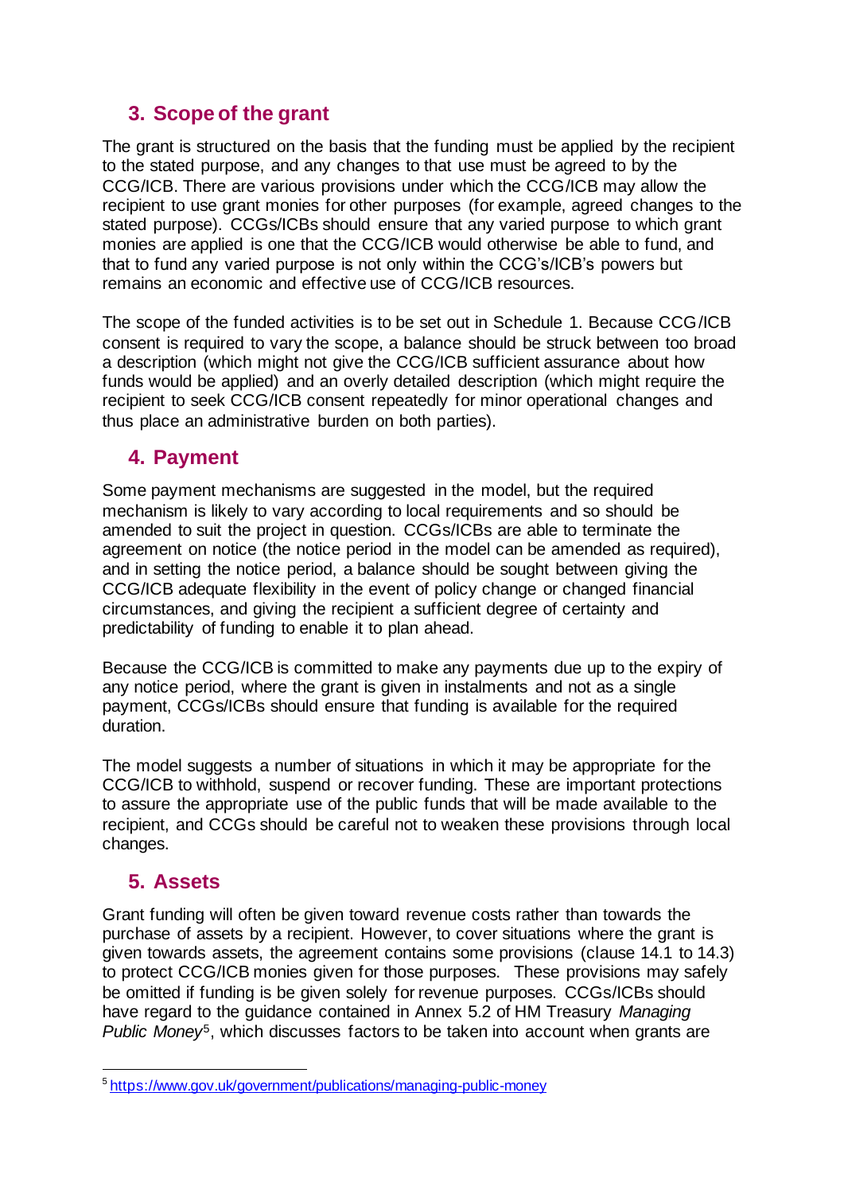## 3. Scope of the grant

The grant is structured on the basis that the funding must be applied by the recipient to the stated purpose, and any changes to that use must be agreed to by the CCG/ICB. There are various provisions under which the CCG/ICB may allow the recipient to use grant monies for other purposes (for example, agreed changes to the stated purpose). CCGs/ICBs should ensure that any varied purpose to which grant monies are applied is one that the CCG/ICB would otherwise be able to fund, and that to fund any varied purpose is not only within the CCG's/ICB's powers but remains an economic and effective use of CCG/ICB resources.

The scope of the funded activities is to be set out in Schedule 1. Because CCG/ICB consent is required to vary the scope, a balance should be struck between too broad a description (which might not give the CCG/ICB sufficient assurance about how funds would be applied) and an overly detailed description (which might require the recipient to seek CCG/ICB consent repeatedly for minor operational changes and thus place an administrative burden on both parties).

## 4. Payment

Some payment mechanisms are suggested in the model, but the required mechanism is likely to vary according to local requirements and so should be amended to suit the project in question. CCGs/ICBs are able to terminate the agreement on notice (the notice period in the model can be amended as required), and in setting the notice period, a balance should be sought between giving the CCG/ICB adequate flexibility in the event of policy change or changed financial circumstances, and giving the recipient a sufficient degree of certainty and predictability of funding to enable it to plan ahead.

Because the CCG/ICB is committed to make any payments due up to the expiry of any notice period, where the grant is given in instalments and not as a single payment, CCGs/ICBs should ensure that funding is available for the required duration.

The model suggests a number of situations in which it may be appropriate for the CCG/ICB to withhold, suspend or recover funding. These are important protections to assure the appropriate use of the public funds that will be made available to the recipient, and CCGs should be careful not to weaken these provisions through local changes.

## 5. Assets

Grant funding will often be given toward revenue costs rather than towards the purchase of assets by a recipient. However, to cover situations where the grant is given towards assets, the agreement contains some provisions (clause 14.1 to 14.3) to protect CCG/ICB monies given for those purposes. These provisions may safely be omitted if funding is be given solely for revenue purposes. CCGs/ICBs should have regard to the guidance contained in Annex 5.2 of HM Treasury *Managing Public Money*[5], which discusses factors to be taken into account when grants are

[5] https://www.gov.uk/government/publications/managing-public-money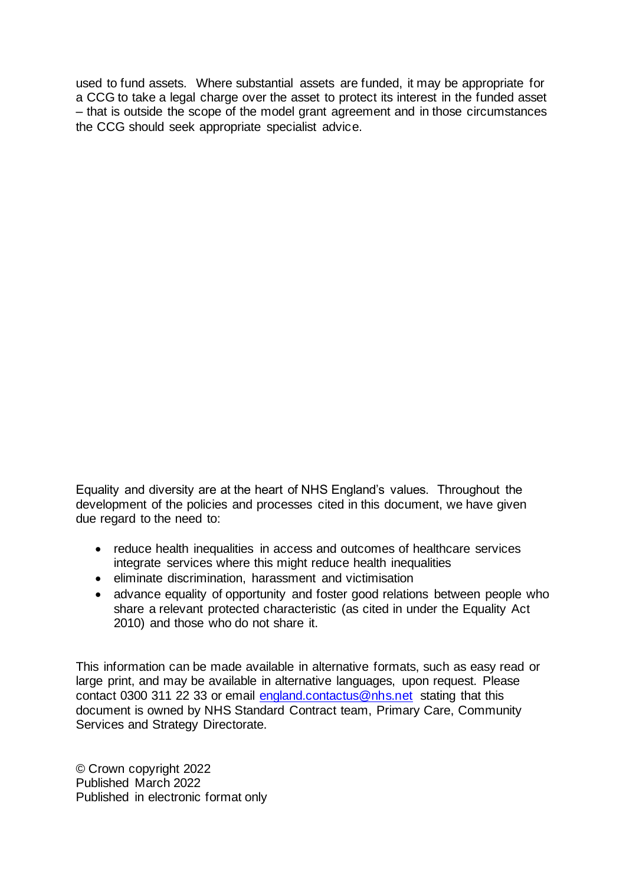used to fund assets. Where substantial assets are funded, it may be appropriate for a CCG to take a legal charge over the asset to protect its interest in the funded asset – that is outside the scope of the model grant agreement and in those circumstances the CCG should seek appropriate specialist advice.

Equality and diversity are at the heart of NHS England's values. Throughout the development of the policies and processes cited in this document, we have given due regard to the need to:

- reduce health inequalities in access and outcomes of healthcare services integrate services where this might reduce health inequalities
- eliminate discrimination, harassment and victimisation
- advance equality of opportunity and foster good relations between people who share a relevant protected characteristic (as cited in under the Equality Act 2010) and those who do not share it.

This information can be made available in alternative formats, such as easy read or large print, and may be available in alternative languages, upon request. Please contact 0300 311 22 33 or email england.contactus@nhs.net stating that this document is owned by NHS Standard Contract team, Primary Care, Community Services and Strategy Directorate.

© Crown copyright 2022
Published March 2022
Published in electronic format only